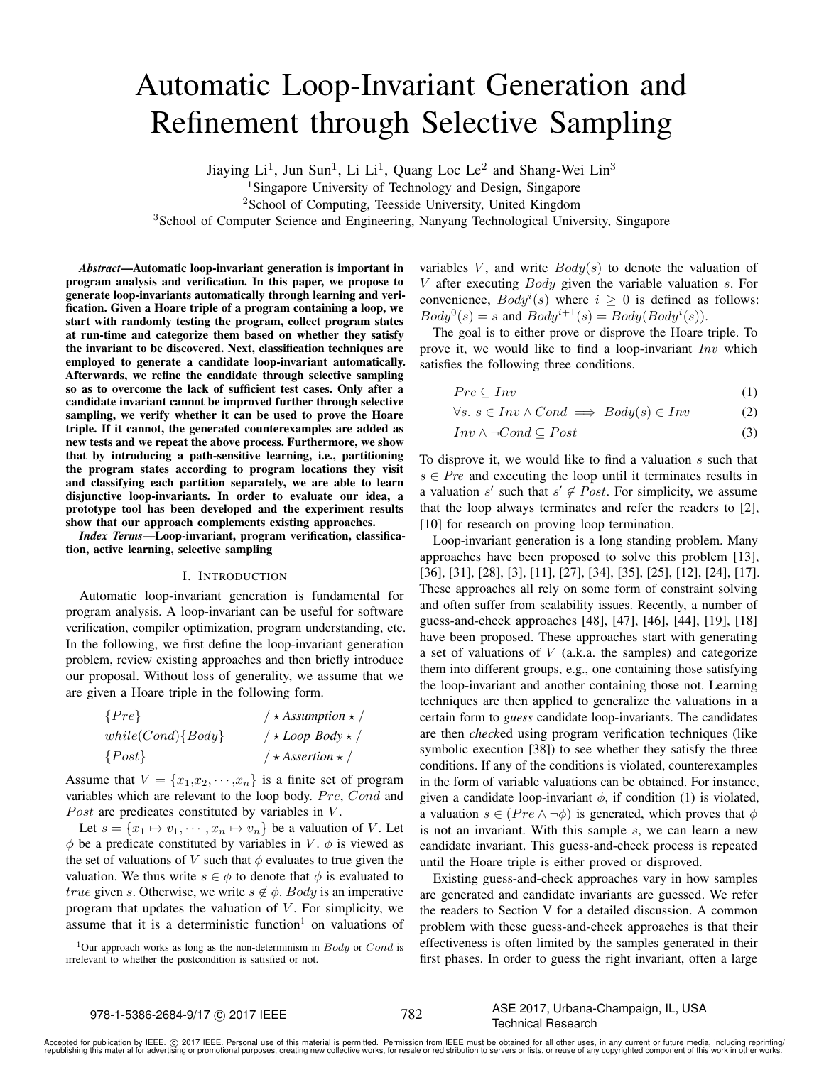# Automatic Loop-Invariant Generation and Refinement through Selective Sampling

Jiaying Li[1], Jun Sun[1], Li Li[1], Quang Loc Le[2] and Shang-Wei Lin[3]

[1]Singapore University of Technology and Design, Singapore

[2]School of Computing, Teesside University, United Kingdom

[3]School of Computer Science and Engineering, Nanyang Technological University, Singapore

***Abstract*—Automatic loop-invariant generation is important in program analysis and verification. In this paper, we propose to generate loop-invariants automatically through learning and verification. Given a Hoare triple of a program containing a loop, we start with randomly testing the program, collect program states at run-time and categorize them based on whether they satisfy the invariant to be discovered. Next, classification techniques are employed to generate a candidate loop-invariant automatically. Afterwards, we refine the candidate through selective sampling so as to overcome the lack of sufficient test cases. Only after a candidate invariant cannot be improved further through selective sampling, we verify whether it can be used to prove the Hoare triple. If it cannot, the generated counterexamples are added as new tests and we repeat the above process. Furthermore, we show that by introducing a path-sensitive learning, i.e., partitioning the program states according to program locations they visit and classifying each partition separately, we are able to learn disjunctive loop-invariants. In order to evaluate our idea, a prototype tool has been developed and the experiment results show that our approach complements existing approaches.**

***Index Terms*—Loop-invariant, program verification, classification, active learning, selective sampling**

## I. Introduction

Automatic loop-invariant generation is fundamental for program analysis. A loop-invariant can be useful for software verification, compiler optimization, program understanding, etc. In the following, we first define the loop-invariant generation problem, review existing approaches and then briefly introduce our proposal. Without loss of generality, we assume that we are given a Hoare triple in the following form.

```
{Pre}                 /* Assumption */
while(Cond){Body}     /* Loop Body */
{Post}                /* Assertion */
```

Assume that $V = \{x_1, x_2, \cdots, x_n\}$ is a finite set of program variables which are relevant to the loop body. $Pre$, $Cond$ and $Post$ are predicates constituted by variables in $V$.

Let $s = \{x_1 \mapsto v_1, \cdots, x_n \mapsto v_n\}$ be a valuation of $V$. Let $\phi$ be a predicate constituted by variables in $V$. $\phi$ is viewed as the set of valuations of $V$ such that $\phi$ evaluates to true given the valuation. We thus write $s \in \phi$ to denote that $\phi$ is evaluated to $true$ given $s$. Otherwise, we write $s \notin \phi$. $Body$ is an imperative program that updates the valuation of $V$. For simplicity, we assume that it is a deterministic function[1] on valuations of variables $V$, and write $Body(s)$ to denote the valuation of $V$ after executing $Body$ given the valuation $s$. For convenience, $Body^i(s)$ where $i \geq 0$ is defined as follows: $Body^0(s) = s$ and $Body^{i+1}(s) = Body(Body^i(s))$.

[1]Our approach works as long as the non-determinism in $Body$ or $Cond$ is irrelevant to whether the postcondition is satisfied or not.

The goal is to either prove or disprove the Hoare triple. To prove it, we would like to find a loop-invariant $Inv$ which satisfies the following three conditions.

$$Pre \subseteq Inv \tag{1}$$

$$\forall s.\ s \in Inv \land Cond \implies Body(s) \in Inv \tag{2}$$

$$Inv \land \neg Cond \subseteq Post \tag{3}$$

To disprove it, we would like to find a valuation $s$ such that $s \in Pre$ and executing the loop until it terminates results in a valuation $s'$ such that $s' \notin Post$. For simplicity, we assume that the loop always terminates and refer the readers to [2], [10] for research on proving loop termination.

Loop-invariant generation is a long standing problem. Many approaches have been proposed to solve this problem [13], [36], [31], [28], [3], [11], [27], [34], [35], [25], [12], [24], [17]. These approaches all rely on some form of constraint solving and often suffer from scalability issues. Recently, a number of guess-and-check approaches [48], [47], [46], [44], [19], [18] have been proposed. These approaches start with generating a set of valuations of $V$ (a.k.a. the samples) and categorize them into different groups, e.g., one containing those satisfying the loop-invariant and another containing those not. Learning techniques are then applied to generalize the valuations in a certain form to *guess* candidate loop-invariants. The candidates are then *check*ed using program verification techniques (like symbolic execution [38]) to see whether they satisfy the three conditions. If any of the conditions is violated, counterexamples in the form of variable valuations can be obtained. For instance, given a candidate loop-invariant $\phi$, if condition (1) is violated, a valuation $s \in (Pre \land \neg\phi)$ is generated, which proves that $\phi$ is not an invariant. With this sample $s$, we can learn a new candidate invariant. This guess-and-check process is repeated until the Hoare triple is either proved or disproved.

Existing guess-and-check approaches vary in how samples are generated and candidate invariants are guessed. We refer the readers to Section V for a detailed discussion. A common problem with these guess-and-check approaches is that their effectiveness is often limited by the samples generated in their first phases. In order to guess the right invariant, often a large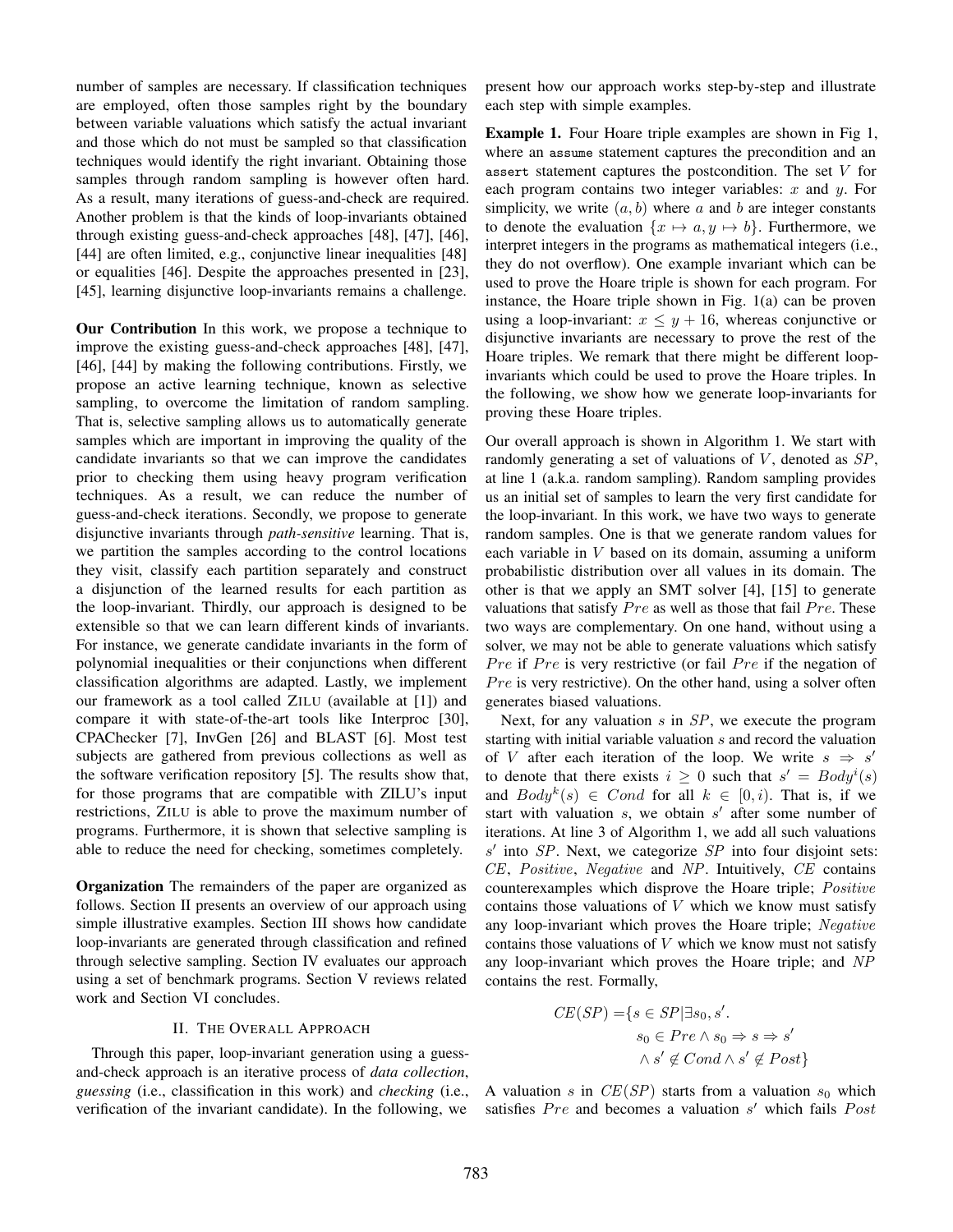number of samples are necessary. If classification techniques are employed, often those samples right by the boundary between variable valuations which satisfy the actual invariant and those which do not must be sampled so that classification techniques would identify the right invariant. Obtaining those samples through random sampling is however often hard. As a result, many iterations of guess-and-check are required. Another problem is that the kinds of loop-invariants obtained through existing guess-and-check approaches [48], [47], [46], [44] are often limited, e.g., conjunctive linear inequalities [48] or equalities [46]. Despite the approaches presented in [23], [45], learning disjunctive loop-invariants remains a challenge.

**Our Contribution** In this work, we propose a technique to improve the existing guess-and-check approaches [48], [47], [46], [44] by making the following contributions. Firstly, we propose an active learning technique, known as selective sampling, to overcome the limitation of random sampling. That is, selective sampling allows us to automatically generate samples which are important in improving the quality of the candidate invariants so that we can improve the candidates prior to checking them using heavy program verification techniques. As a result, we can reduce the number of guess-and-check iterations. Secondly, we propose to generate disjunctive invariants through *path-sensitive* learning. That is, we partition the samples according to the control locations they visit, classify each partition separately and construct a disjunction of the learned results for each partition as the loop-invariant. Thirdly, our approach is designed to be extensible so that we can learn different kinds of invariants. For instance, we generate candidate invariants in the form of polynomial inequalities or their conjunctions when different classification algorithms are adapted. Lastly, we implement our framework as a tool called ZILU (available at [1]) and compare it with state-of-the-art tools like Interproc [30], CPAChecker [7], InvGen [26] and BLAST [6]. Most test subjects are gathered from previous collections as well as the software verification repository [5]. The results show that, for those programs that are compatible with ZILU's input restrictions, ZILU is able to prove the maximum number of programs. Furthermore, it is shown that selective sampling is able to reduce the need for checking, sometimes completely.

**Organization** The remainders of the paper are organized as follows. Section II presents an overview of our approach using simple illustrative examples. Section III shows how candidate loop-invariants are generated through classification and refined through selective sampling. Section IV evaluates our approach using a set of benchmark programs. Section V reviews related work and Section VI concludes.

## II. The Overall Approach

Through this paper, loop-invariant generation using a guess-and-check approach is an iterative process of *data collection*, *guessing* (i.e., classification in this work) and *checking* (i.e., verification of the invariant candidate). In the following, we present how our approach works step-by-step and illustrate each step with simple examples.

**Example 1.** Four Hoare triple examples are shown in Fig 1, where an `assume` statement captures the precondition and an `assert` statement captures the postcondition. The set $V$ for each program contains two integer variables: $x$ and $y$. For simplicity, we write $(a, b)$ where $a$ and $b$ are integer constants to denote the evaluation $\{x \mapsto a, y \mapsto b\}$. Furthermore, we interpret integers in the programs as mathematical integers (i.e., they do not overflow). One example invariant which can be used to prove the Hoare triple is shown for each program. For instance, the Hoare triple shown in Fig. 1(a) can be proven using a loop-invariant: $x \leq y + 16$, whereas conjunctive or disjunctive invariants are necessary to prove the rest of the Hoare triples. We remark that there might be different loop-invariants which could be used to prove the Hoare triples. In the following, we show how we generate loop-invariants for proving these Hoare triples.

Our overall approach is shown in Algorithm 1. We start with randomly generating a set of valuations of $V$, denoted as $SP$, at line 1 (a.k.a. random sampling). Random sampling provides us an initial set of samples to learn the very first candidate for the loop-invariant. In this work, we have two ways to generate random samples. One is that we generate random values for each variable in $V$ based on its domain, assuming a uniform probabilistic distribution over all values in its domain. The other is that we apply an SMT solver [4], [15] to generate valuations that satisfy $Pre$ as well as those that fail $Pre$. These two ways are complementary. On one hand, without using a solver, we may not be able to generate valuations which satisfy $Pre$ if $Pre$ is very restrictive (or fail $Pre$ if the negation of $Pre$ is very restrictive). On the other hand, using a solver often generates biased valuations.

Next, for any valuation $s$ in $SP$, we execute the program starting with initial variable valuation $s$ and record the valuation of $V$ after each iteration of the loop. We write $s \Rightarrow s'$ to denote that there exists $i \geq 0$ such that $s' = Body^i(s)$ and $Body^k(s) \in Cond$ for all $k \in [0, i)$. That is, if we start with valuation $s$, we obtain $s'$ after some number of iterations. At line 3 of Algorithm 1, we add all such valuations $s'$ into $SP$. Next, we categorize $SP$ into four disjoint sets: $CE$, $Positive$, $Negative$ and $NP$. Intuitively, $CE$ contains counterexamples which disprove the Hoare triple; $Positive$ contains those valuations of $V$ which we know must satisfy any loop-invariant which proves the Hoare triple; $Negative$ contains those valuations of $V$ which we know must not satisfy any loop-invariant which proves the Hoare triple; and $NP$ contains the rest. Formally,

$$
\begin{aligned}
CE(SP) = \{s \in SP | \exists s_0, s'.\ & \\
& s_0 \in Pre \land s_0 \Rightarrow s \Rightarrow s' \\
& \land s' \notin Cond \land s' \notin Post\}
\end{aligned}
$$

A valuation $s$ in $CE(SP)$ starts from a valuation $s_0$ which satisfies $Pre$ and becomes a valuation $s'$ which fails $Post$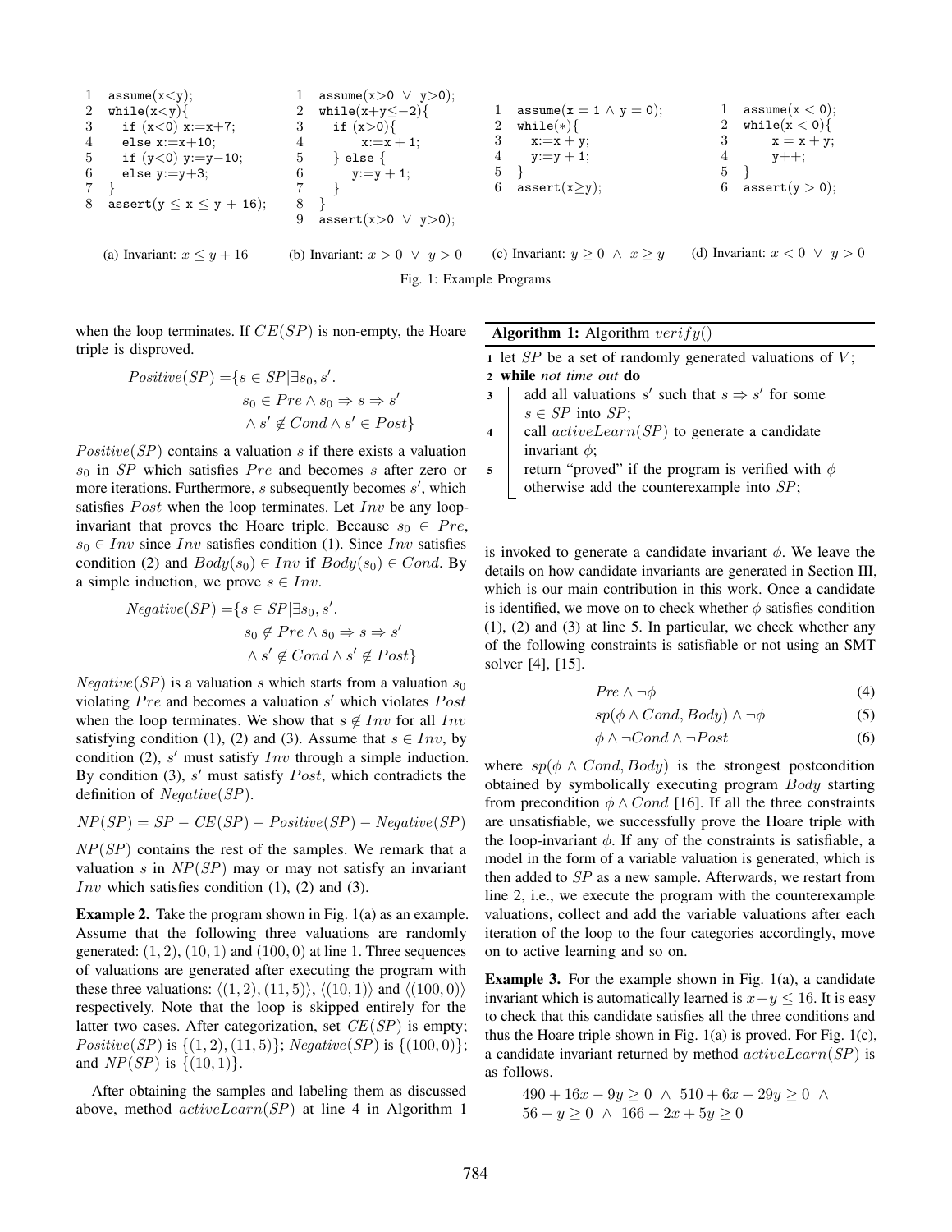```
1  assume(x<y);
2  while(x<y){
3    if (x<0) x:=x+7;
4    else x:=x+10;
5    if (y<0) y:=y−10;
6    else y:=y+3;
7  }
8  assert(y ≤ x ≤ y + 16);
```

(a) Invariant: $x \leq y + 16$

```
1  assume(x>0 ∨ y>0);
2  while(x+y≤−2){
3    if (x>0){
4        x:=x + 1;
5    } else {
6        y:=y + 1;
7    }
8  }
9  assert(x>0 ∨ y>0);
```

(b) Invariant: $x > 0 \ \vee \ y > 0$

```
1  assume(x = 1 ∧ y = 0);
2  while(∗){
3    x:=x + y;
4    y:=y + 1;
5  }
6  assert(x≥y);
```

(c) Invariant: $y \geq 0 \ \wedge \ x \geq y$

```
1  assume(x < 0);
2  while(x < 0){
3      x = x + y;
4      y++;
5  }
6  assert(y > 0);
```

(d) Invariant: $x < 0 \ \vee \ y > 0$

Fig. 1: Example Programs

when the loop terminates. If $CE(SP)$ is non-empty, the Hoare triple is disproved.

$$Positive(SP) = \{s \in SP | \exists s_0, s'. \ s_0 \in Pre \wedge s_0 \Rightarrow s \Rightarrow s' \wedge s' \notin Cond \wedge s' \in Post\}$$

$Positive(SP)$ contains a valuation $s$ if there exists a valuation $s_0$ in $SP$ which satisfies $Pre$ and becomes $s$ after zero or more iterations. Furthermore, $s$ subsequently becomes $s'$, which satisfies $Post$ when the loop terminates. Let $Inv$ be any loop-invariant that proves the Hoare triple. Because $s_0 \in Pre$, $s_0 \in Inv$ since $Inv$ satisfies condition (1). Since $Inv$ satisfies condition (2) and $Body(s_0) \in Inv$ if $Body(s_0) \in Cond$. By a simple induction, we prove $s \in Inv$.

$$Negative(SP) = \{s \in SP | \exists s_0, s'. \ s_0 \notin Pre \wedge s_0 \Rightarrow s \Rightarrow s' \wedge s' \notin Cond \wedge s' \notin Post\}$$

$Negative(SP)$ is a valuation $s$ which starts from a valuation $s_0$ violating $Pre$ and becomes a valuation $s'$ which violates $Post$ when the loop terminates. We show that $s \notin Inv$ for all $Inv$ satisfying condition (1), (2) and (3). Assume that $s \in Inv$, by condition (2), $s'$ must satisfy $Inv$ through a simple induction. By condition (3), $s'$ must satisfy $Post$, which contradicts the definition of $Negative(SP)$.

$$NP(SP) = SP - CE(SP) - Positive(SP) - Negative(SP)$$

$NP(SP)$ contains the rest of the samples. We remark that a valuation $s$ in $NP(SP)$ may or may not satisfy an invariant $Inv$ which satisfies condition (1), (2) and (3).

**Example 2.** Take the program shown in Fig. 1(a) as an example. Assume that the following three valuations are randomly generated: $(1, 2)$, $(10, 1)$ and $(100, 0)$ at line 1. Three sequences of valuations are generated after executing the program with these three valuations: $\langle(1, 2), (11, 5)\rangle$, $\langle(10, 1)\rangle$ and $\langle(100, 0)\rangle$ respectively. Note that the loop is skipped entirely for the latter two cases. After categorization, set $CE(SP)$ is empty; $Positive(SP)$ is $\{(1, 2), (11, 5)\}$; $Negative(SP)$ is $\{(100, 0)\}$; and $NP(SP)$ is $\{(10, 1)\}$.

After obtaining the samples and labeling them as discussed above, method $activeLearn(SP)$ at line 4 in Algorithm 1

**Algorithm 1:** Algorithm $verify()$

```
1 let SP be a set of randomly generated valuations of V;
2 while not time out do
3     add all valuations s' such that s ⇒ s' for some
      s ∈ SP into SP;
4     call activeLearn(SP) to generate a candidate
      invariant φ;
5     return "proved" if the program is verified with φ
      otherwise add the counterexample into SP;
```

is invoked to generate a candidate invariant $\phi$. We leave the details on how candidate invariants are generated in Section III, which is our main contribution in this work. Once a candidate is identified, we move on to check whether $\phi$ satisfies condition (1), (2) and (3) at line 5. In particular, we check whether any of the following constraints is satisfiable or not using an SMT solver [4], [15].

$$Pre \wedge \neg\phi \tag{4}$$

$$sp(\phi \wedge Cond, Body) \wedge \neg\phi \tag{5}$$

$$\phi \wedge \neg Cond \wedge \neg Post \tag{6}$$

where $sp(\phi \wedge Cond, Body)$ is the strongest postcondition obtained by symbolically executing program $Body$ starting from precondition $\phi \wedge Cond$ [16]. If all the three constraints are unsatisfiable, we successfully prove the Hoare triple with the loop-invariant $\phi$. If any of the constraints is satisfiable, a model in the form of a variable valuation is generated, which is then added to $SP$ as a new sample. Afterwards, we restart from line 2, i.e., we execute the program with the counterexample valuations, collect and add the variable valuations after each iteration of the loop to the four categories accordingly, move on to active learning and so on.

**Example 3.** For the example shown in Fig. 1(a), a candidate invariant which is automatically learned is $x - y \leq 16$. It is easy to check that this candidate satisfies all the three conditions and thus the Hoare triple shown in Fig. 1(a) is proved. For Fig. 1(c), a candidate invariant returned by method $activeLearn(SP)$ is as follows.

$$490 + 16x - 9y \geq 0 \ \wedge \ 510 + 6x + 29y \geq 0 \ \wedge \ 56 - y \geq 0 \ \wedge \ 166 - 2x + 5y \geq 0$$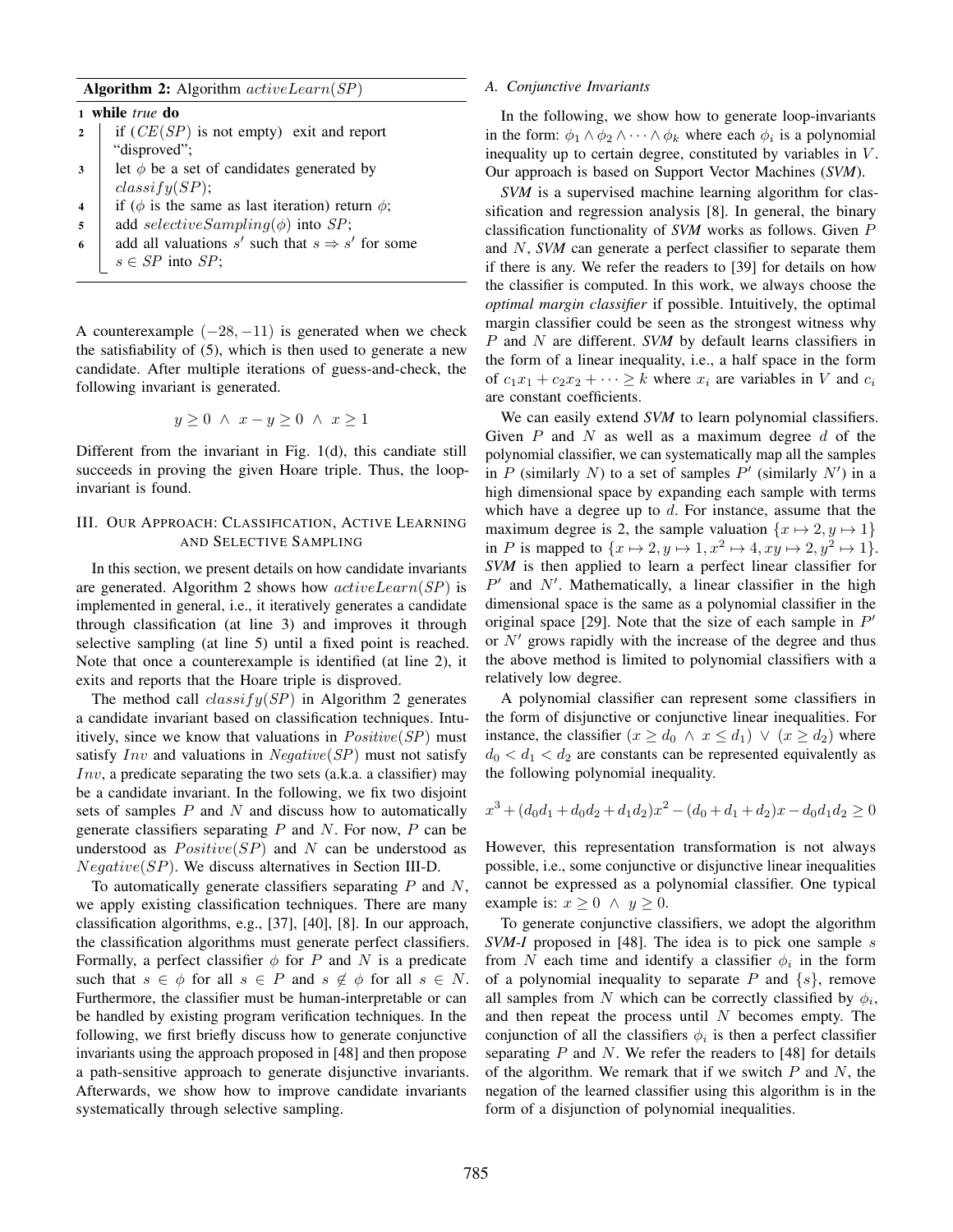**Algorithm 2:** Algorithm $activeLearn(SP)$

```
1 while true do
2     if (CE(SP) is not empty) exit and report
      "disproved";
3     let φ be a set of candidates generated by
      classify(SP);
4     if (φ is the same as last iteration) return φ;
5     add selectiveSampling(φ) into SP;
6     add all valuations s' such that s ⇒ s' for some
      s ∈ SP into SP;
```

A counterexample $(-28, -11)$ is generated when we check the satisfiability of (5), which is then used to generate a new candidate. After multiple iterations of guess-and-check, the following invariant is generated.

$$y \geq 0 \ \wedge \ x - y \geq 0 \ \wedge \ x \geq 1$$

Different from the invariant in Fig. 1(d), this candiate still succeeds in proving the given Hoare triple. Thus, the loop-invariant is found.

## III. Our Approach: Classification, Active Learning and Selective Sampling

In this section, we present details on how candidate invariants are generated. Algorithm 2 shows how $activeLearn(SP)$ is implemented in general, i.e., it iteratively generates a candidate through classification (at line 3) and improves it through selective sampling (at line 5) until a fixed point is reached. Note that once a counterexample is identified (at line 2), it exits and reports that the Hoare triple is disproved.

The method call $classify(SP)$ in Algorithm 2 generates a candidate invariant based on classification techniques. Intuitively, since we know that valuations in $Positive(SP)$ must satisfy $Inv$ and valuations in $Negative(SP)$ must not satisfy $Inv$, a predicate separating the two sets (a.k.a. a classifier) may be a candidate invariant. In the following, we fix two disjoint sets of samples $P$ and $N$ and discuss how to automatically generate classifiers separating $P$ and $N$. For now, $P$ can be understood as $Positive(SP)$ and $N$ can be understood as $Negative(SP)$. We discuss alternatives in Section III-D.

To automatically generate classifiers separating $P$ and $N$, we apply existing classification techniques. There are many classification algorithms, e.g., [37], [40], [8]. In our approach, the classification algorithms must generate perfect classifiers. Formally, a perfect classifier $\phi$ for $P$ and $N$ is a predicate such that $s \in \phi$ for all $s \in P$ and $s \notin \phi$ for all $s \in N$. Furthermore, the classifier must be human-interpretable or can be handled by existing program verification techniques. In the following, we first briefly discuss how to generate conjunctive invariants using the approach proposed in [48] and then propose a path-sensitive approach to generate disjunctive invariants. Afterwards, we show how to improve candidate invariants systematically through selective sampling.

### A. Conjunctive Invariants

In the following, we show how to generate loop-invariants in the form: $\phi_1 \wedge \phi_2 \wedge \cdots \wedge \phi_k$ where each $\phi_i$ is a polynomial inequality up to certain degree, constituted by variables in $V$. Our approach is based on Support Vector Machines (***SVM***).

***SVM*** is a supervised machine learning algorithm for classification and regression analysis [8]. In general, the binary classification functionality of ***SVM*** works as follows. Given $P$ and $N$, ***SVM*** can generate a perfect classifier to separate them if there is any. We refer the readers to [39] for details on how the classifier is computed. In this work, we always choose the *optimal margin classifier* if possible. Intuitively, the optimal margin classifier could be seen as the strongest witness why $P$ and $N$ are different. ***SVM*** by default learns classifiers in the form of a linear inequality, i.e., a half space in the form of $c_1x_1 + c_2x_2 + \cdots \geq k$ where $x_i$ are variables in $V$ and $c_i$ are constant coefficients.

We can easily extend ***SVM*** to learn polynomial classifiers. Given $P$ and $N$ as well as a maximum degree $d$ of the polynomial classifier, we can systematically map all the samples in $P$ (similarly $N$) to a set of samples $P'$ (similarly $N'$) in a high dimensional space by expanding each sample with terms which have a degree up to $d$. For instance, assume that the maximum degree is 2, the sample valuation $\{x \mapsto 2, y \mapsto 1\}$ in $P$ is mapped to $\{x \mapsto 2, y \mapsto 1, x^2 \mapsto 4, xy \mapsto 2, y^2 \mapsto 1\}$. ***SVM*** is then applied to learn a perfect linear classifier for $P'$ and $N'$. Mathematically, a linear classifier in the high dimensional space is the same as a polynomial classifier in the original space [29]. Note that the size of each sample in $P'$ or $N'$ grows rapidly with the increase of the degree and thus the above method is limited to polynomial classifiers with a relatively low degree.

A polynomial classifier can represent some classifiers in the form of disjunctive or conjunctive linear inequalities. For instance, the classifier $(x \geq d_0 \ \wedge \ x \leq d_1) \ \vee \ (x \geq d_2)$ where $d_0 < d_1 < d_2$ are constants can be represented equivalently as the following polynomial inequality.

$$x^3 + (d_0d_1 + d_0d_2 + d_1d_2)x^2 - (d_0 + d_1 + d_2)x - d_0d_1d_2 \geq 0$$

However, this representation transformation is not always possible, i.e., some conjunctive or disjunctive linear inequalities cannot be expressed as a polynomial classifier. One typical example is: $x \geq 0 \ \wedge \ y \geq 0$.

To generate conjunctive classifiers, we adopt the algorithm ***SVM-I*** proposed in [48]. The idea is to pick one sample $s$ from $N$ each time and identify a classifier $\phi_i$ in the form of a polynomial inequality to separate $P$ and $\{s\}$, remove all samples from $N$ which can be correctly classified by $\phi_i$, and then repeat the process until $N$ becomes empty. The conjunction of all the classifiers $\phi_i$ is then a perfect classifier separating $P$ and $N$. We refer the readers to [48] for details of the algorithm. We remark that if we switch $P$ and $N$, the negation of the learned classifier using this algorithm is in the form of a disjunction of polynomial inequalities.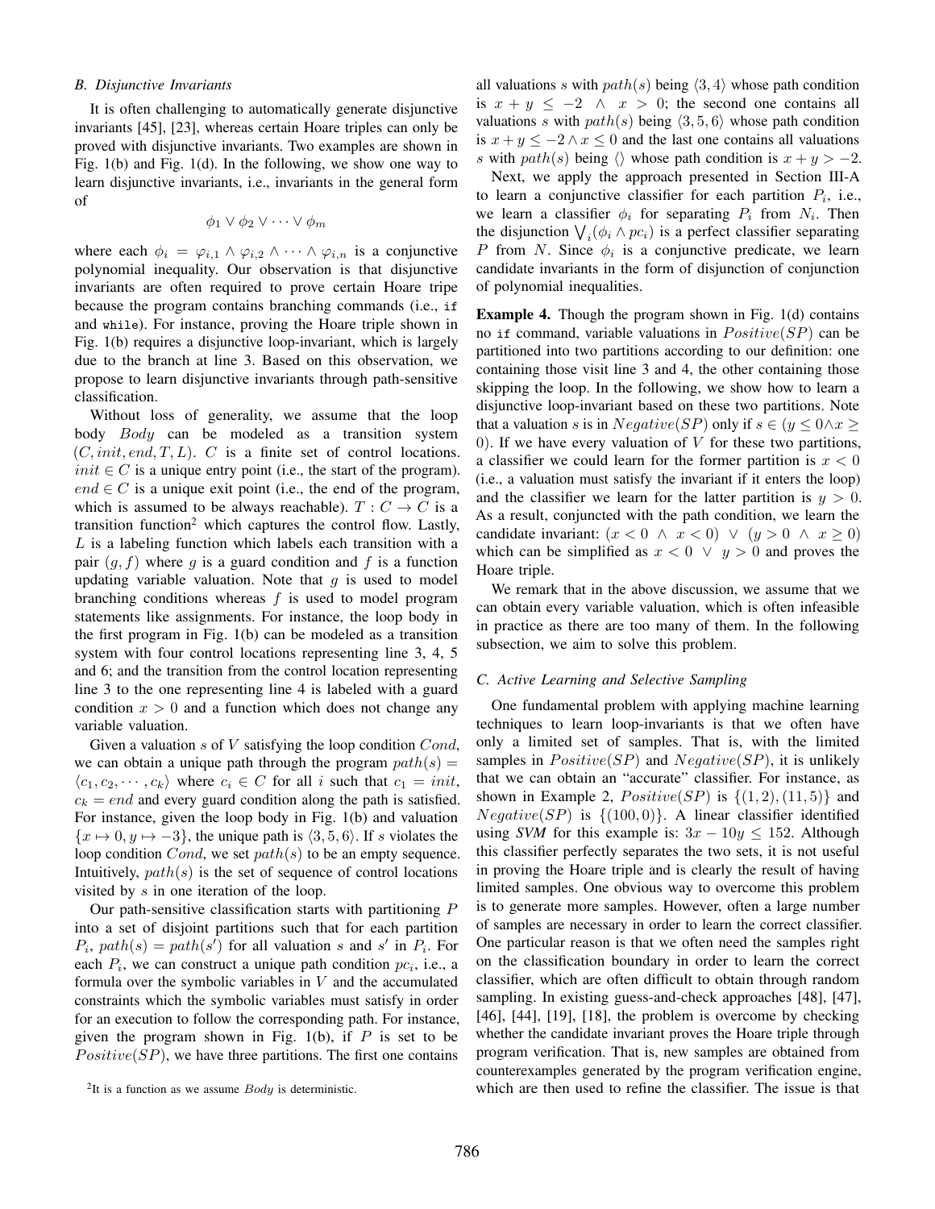### B. Disjunctive Invariants

It is often challenging to automatically generate disjunctive invariants [45], [23], whereas certain Hoare triples can only be proved with disjunctive invariants. Two examples are shown in Fig. 1(b) and Fig. 1(d). In the following, we show one way to learn disjunctive invariants, i.e., invariants in the general form of

$$\phi_1 \vee \phi_2 \vee \cdots \vee \phi_m$$

where each $\phi_i = \varphi_{i,1} \wedge \varphi_{i,2} \wedge \cdots \wedge \varphi_{i,n}$ is a conjunctive polynomial inequality. Our observation is that disjunctive invariants are often required to prove certain Hoare tripe because the program contains branching commands (i.e., `if` and `while`). For instance, proving the Hoare triple shown in Fig. 1(b) requires a disjunctive loop-invariant, which is largely due to the branch at line 3. Based on this observation, we propose to learn disjunctive invariants through path-sensitive classification.

Without loss of generality, we assume that the loop body $Body$ can be modeled as a transition system $(C, init, end, T, L)$. $C$ is a finite set of control locations. $init \in C$ is a unique entry point (i.e., the start of the program). $end \in C$ is a unique exit point (i.e., the end of the program, which is assumed to be always reachable). $T : C \rightarrow C$ is a transition function[2] which captures the control flow. Lastly, $L$ is a labeling function which labels each transition with a pair $(g, f)$ where $g$ is a guard condition and $f$ is a function updating variable valuation. Note that $g$ is used to model branching conditions whereas $f$ is used to model program statements like assignments. For instance, the loop body in the first program in Fig. 1(b) can be modeled as a transition system with four control locations representing line 3, 4, 5 and 6; and the transition from the control location representing line 3 to the one representing line 4 is labeled with a guard condition $x > 0$ and a function which does not change any variable valuation.

Given a valuation $s$ of $V$ satisfying the loop condition $Cond$, we can obtain a unique path through the program $path(s) = \langle c_1, c_2, \cdots, c_k \rangle$ where $c_i \in C$ for all $i$ such that $c_1 = init$, $c_k = end$ and every guard condition along the path is satisfied. For instance, given the loop body in Fig. 1(b) and valuation $\{x \mapsto 0, y \mapsto -3\}$, the unique path is $\langle 3, 5, 6 \rangle$. If $s$ violates the loop condition $Cond$, we set $path(s)$ to be an empty sequence. Intuitively, $path(s)$ is the set of sequence of control locations visited by $s$ in one iteration of the loop.

Our path-sensitive classification starts with partitioning $P$ into a set of disjoint partitions such that for each partition $P_i$, $path(s) = path(s')$ for all valuation $s$ and $s'$ in $P_i$. For each $P_i$, we can construct a unique path condition $pc_i$, i.e., a formula over the symbolic variables in $V$ and the accumulated constraints which the symbolic variables must satisfy in order for an execution to follow the corresponding path. For instance, given the program shown in Fig. 1(b), if $P$ is set to be $Positive(SP)$, we have three partitions. The first one contains all valuations $s$ with $path(s)$ being $\langle 3, 4 \rangle$ whose path condition is $x + y \leq -2 \ \wedge \ x > 0$; the second one contains all valuations $s$ with $path(s)$ being $\langle 3, 5, 6 \rangle$ whose path condition is $x + y \leq -2 \wedge x \leq 0$ and the last one contains all valuations $s$ with $path(s)$ being $\langle \rangle$ whose path condition is $x + y > -2$.

Next, we apply the approach presented in Section III-A to learn a conjunctive classifier for each partition $P_i$, i.e., we learn a classifier $\phi_i$ for separating $P_i$ from $N_i$. Then the disjunction $\bigvee_i (\phi_i \wedge pc_i)$ is a perfect classifier separating $P$ from $N$. Since $\phi_i$ is a conjunctive predicate, we learn candidate invariants in the form of disjunction of conjunction of polynomial inequalities.

**Example 4.** Though the program shown in Fig. 1(d) contains no `if` command, variable valuations in $Positive(SP)$ can be partitioned into two partitions according to our definition: one containing those visit line 3 and 4, the other containing those skipping the loop. In the following, we show how to learn a disjunctive loop-invariant based on these two partitions. Note that a valuation $s$ is in $Negative(SP)$ only if $s \in (y \leq 0 \wedge x \geq 0)$. If we have every valuation of $V$ for these two partitions, a classifier we could learn for the former partition is $x < 0$ (i.e., a valuation must satisfy the invariant if it enters the loop) and the classifier we learn for the latter partition is $y > 0$. As a result, conjuncted with the path condition, we learn the candidate invariant: $(x < 0 \ \wedge \ x < 0) \ \vee \ (y > 0 \ \wedge \ x \geq 0)$ which can be simplified as $x < 0 \ \vee \ y > 0$ and proves the Hoare triple.

We remark that in the above discussion, we assume that we can obtain every variable valuation, which is often infeasible in practice as there are too many of them. In the following subsection, we aim to solve this problem.

### C. Active Learning and Selective Sampling

One fundamental problem with applying machine learning techniques to learn loop-invariants is that we often have only a limited set of samples. That is, with the limited samples in $Positive(SP)$ and $Negative(SP)$, it is unlikely that we can obtain an "accurate" classifier. For instance, as shown in Example 2, $Positive(SP)$ is $\{(1, 2), (11, 5)\}$ and $Negative(SP)$ is $\{(100, 0)\}$. A linear classifier identified using *SVM* for this example is: $3x - 10y \leq 152$. Although this classifier perfectly separates the two sets, it is not useful in proving the Hoare triple and is clearly the result of having limited samples. One obvious way to overcome this problem is to generate more samples. However, often a large number of samples are necessary in order to learn the correct classifier. One particular reason is that we often need the samples right on the classification boundary in order to learn the correct classifier, which are often difficult to obtain through random sampling. In existing guess-and-check approaches [48], [47], [46], [44], [19], [18], the problem is overcome by checking whether the candidate invariant proves the Hoare triple through program verification. That is, new samples are obtained from counterexamples generated by the program verification engine, which are then used to refine the classifier. The issue is that

[2] It is a function as we assume $Body$ is deterministic.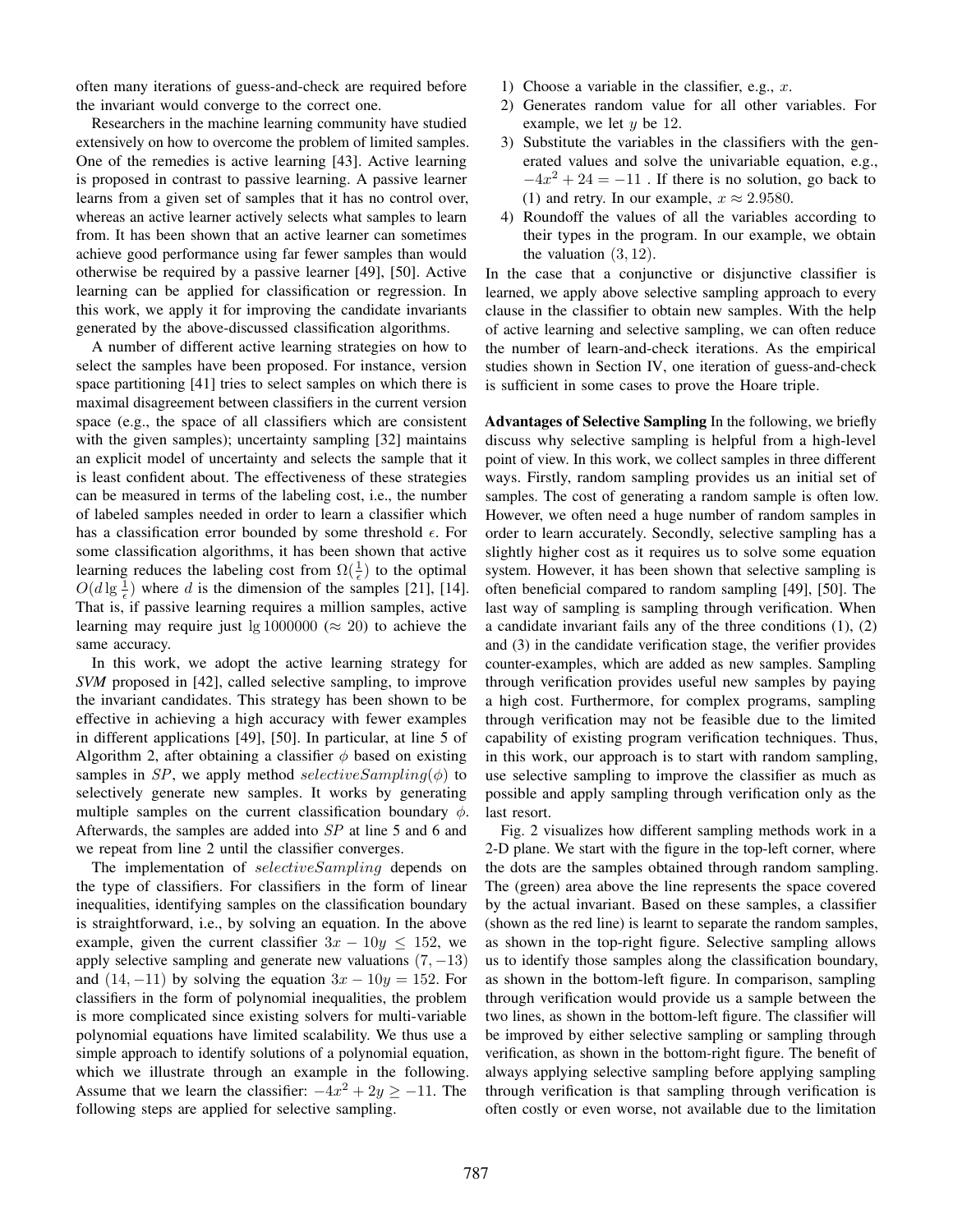often many iterations of guess-and-check are required before the invariant would converge to the correct one.

Researchers in the machine learning community have studied extensively on how to overcome the problem of limited samples. One of the remedies is active learning [43]. Active learning is proposed in contrast to passive learning. A passive learner learns from a given set of samples that it has no control over, whereas an active learner actively selects what samples to learn from. It has been shown that an active learner can sometimes achieve good performance using far fewer samples than would otherwise be required by a passive learner [49], [50]. Active learning can be applied for classification or regression. In this work, we apply it for improving the candidate invariants generated by the above-discussed classification algorithms.

A number of different active learning strategies on how to select the samples have been proposed. For instance, version space partitioning [41] tries to select samples on which there is maximal disagreement between classifiers in the current version space (e.g., the space of all classifiers which are consistent with the given samples); uncertainty sampling [32] maintains an explicit model of uncertainty and selects the sample that it is least confident about. The effectiveness of these strategies can be measured in terms of the labeling cost, i.e., the number of labeled samples needed in order to learn a classifier which has a classification error bounded by some threshold $\epsilon$. For some classification algorithms, it has been shown that active learning reduces the labeling cost from $\Omega(\frac{1}{\epsilon})$ to the optimal $O(d \lg \frac{1}{\epsilon})$ where $d$ is the dimension of the samples [21], [14]. That is, if passive learning requires a million samples, active learning may require just $\lg 1000000$ ($\approx 20$) to achieve the same accuracy.

In this work, we adopt the active learning strategy for *SVM* proposed in [42], called selective sampling, to improve the invariant candidates. This strategy has been shown to be effective in achieving a high accuracy with fewer examples in different applications [49], [50]. In particular, at line 5 of Algorithm 2, after obtaining a classifier $\phi$ based on existing samples in $SP$, we apply method $selectiveSampling(\phi)$ to selectively generate new samples. It works by generating multiple samples on the current classification boundary $\phi$. Afterwards, the samples are added into $SP$ at line 5 and 6 and we repeat from line 2 until the classifier converges.

The implementation of $selectiveSampling$ depends on the type of classifiers. For classifiers in the form of linear inequalities, identifying samples on the classification boundary is straightforward, i.e., by solving an equation. In the above example, given the current classifier $3x - 10y \leq 152$, we apply selective sampling and generate new valuations $(7, -13)$ and $(14, -11)$ by solving the equation $3x - 10y = 152$. For classifiers in the form of polynomial inequalities, the problem is more complicated since existing solvers for multi-variable polynomial equations have limited scalability. We thus use a simple approach to identify solutions of a polynomial equation, which we illustrate through an example in the following. Assume that we learn the classifier: $-4x^2 + 2y \geq -11$. The following steps are applied for selective sampling.

1) Choose a variable in the classifier, e.g., $x$.
2) Generates random value for all other variables. For example, we let $y$ be 12.
3) Substitute the variables in the classifiers with the generated values and solve the univariable equation, e.g., $-4x^2 + 24 = -11$ . If there is no solution, go back to (1) and retry. In our example, $x \approx 2.9580$.
4) Roundoff the values of all the variables according to their types in the program. In our example, we obtain the valuation $(3, 12)$.

In the case that a conjunctive or disjunctive classifier is learned, we apply above selective sampling approach to every clause in the classifier to obtain new samples. With the help of active learning and selective sampling, we can often reduce the number of learn-and-check iterations. As the empirical studies shown in Section IV, one iteration of guess-and-check is sufficient in some cases to prove the Hoare triple.

**Advantages of Selective Sampling** In the following, we briefly discuss why selective sampling is helpful from a high-level point of view. In this work, we collect samples in three different ways. Firstly, random sampling provides us an initial set of samples. The cost of generating a random sample is often low. However, we often need a huge number of random samples in order to learn accurately. Secondly, selective sampling has a slightly higher cost as it requires us to solve some equation system. However, it has been shown that selective sampling is often beneficial compared to random sampling [49], [50]. The last way of sampling is sampling through verification. When a candidate invariant fails any of the three conditions (1), (2) and (3) in the candidate verification stage, the verifier provides counter-examples, which are added as new samples. Sampling through verification provides useful new samples by paying a high cost. Furthermore, for complex programs, sampling through verification may not be feasible due to the limited capability of existing program verification techniques. Thus, in this work, our approach is to start with random sampling, use selective sampling to improve the classifier as much as possible and apply sampling through verification only as the last resort.

Fig. 2 visualizes how different sampling methods work in a 2-D plane. We start with the figure in the top-left corner, where the dots are the samples obtained through random sampling. The (green) area above the line represents the space covered by the actual invariant. Based on these samples, a classifier (shown as the red line) is learnt to separate the random samples, as shown in the top-right figure. Selective sampling allows us to identify those samples along the classification boundary, as shown in the bottom-left figure. In comparison, sampling through verification would provide us a sample between the two lines, as shown in the bottom-left figure. The classifier will be improved by either selective sampling or sampling through verification, as shown in the bottom-right figure. The benefit of always applying selective sampling before applying sampling through verification is that sampling through verification is often costly or even worse, not available due to the limitation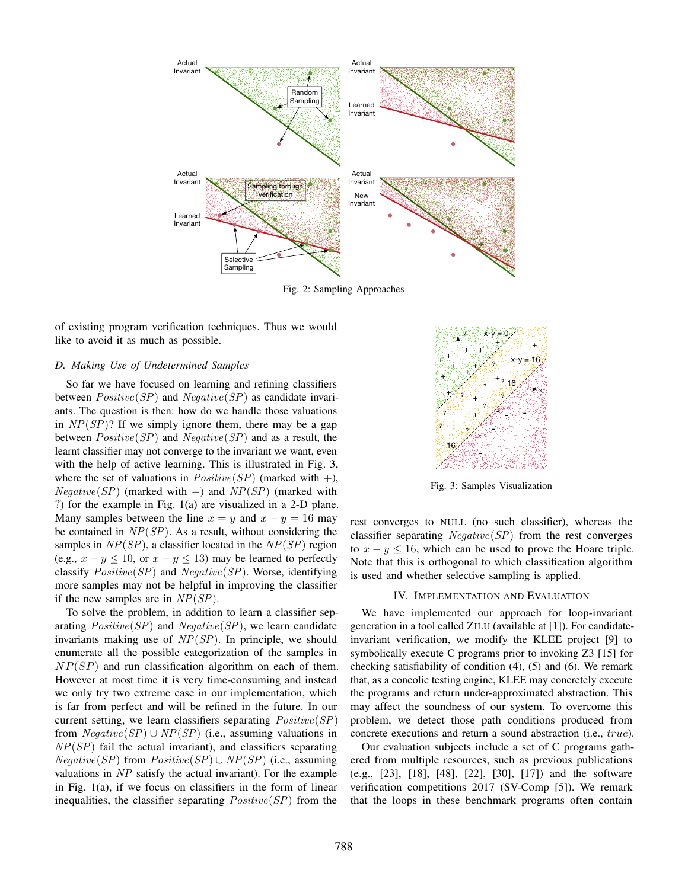Fig. 2: Sampling Approaches

of existing program verification techniques. Thus we would like to avoid it as much as possible.

### D. Making Use of Undetermined Samples

So far we have focused on learning and refining classifiers between $Positive(SP)$ and $Negative(SP)$ as candidate invariants. The question is then: how do we handle those valuations in $NP(SP)$? If we simply ignore them, there may be a gap between $Positive(SP)$ and $Negative(SP)$ and as a result, the learnt classifier may not converge to the invariant we want, even with the help of active learning. This is illustrated in Fig. 3, where the set of valuations in $Positive(SP)$ (marked with $+$), $Negative(SP)$ (marked with $-$) and $NP(SP)$ (marked with ?) for the example in Fig. 1(a) are visualized in a 2-D plane. Many samples between the line $x = y$ and $x - y = 16$ may be contained in $NP(SP)$. As a result, without considering the samples in $NP(SP)$, a classifier located in the $NP(SP)$ region (e.g., $x - y \leq 10$, or $x - y \leq 13$) may be learned to perfectly classify $Positive(SP)$ and $Negative(SP)$. Worse, identifying more samples may not be helpful in improving the classifier if the new samples are in $NP(SP)$.

To solve the problem, in addition to learn a classifier separating $Positive(SP)$ and $Negative(SP)$, we learn candidate invariants making use of $NP(SP)$. In principle, we should enumerate all the possible categorization of the samples in $NP(SP)$ and run classification algorithm on each of them. However at most time it is very time-consuming and instead we only try two extreme case in our implementation, which is far from perfect and will be refined in the future. In our current setting, we learn classifiers separating $Positive(SP)$ from $Negative(SP) \cup NP(SP)$ (i.e., assuming valuations in $NP(SP)$ fail the actual invariant), and classifiers separating $Negative(SP)$ from $Positive(SP) \cup NP(SP)$ (i.e., assuming valuations in $NP$ satisfy the actual invariant). For the example in Fig. 1(a), if we focus on classifiers in the form of linear inequalities, the classifier separating $Positive(SP)$ from the rest converges to NULL (no such classifier), whereas the classifier separating $Negative(SP)$ from the rest converges to $x - y \leq 16$, which can be used to prove the Hoare triple. Note that this is orthogonal to which classification algorithm is used and whether selective sampling is applied.

Fig. 3: Samples Visualization

## IV. Implementation and Evaluation

We have implemented our approach for loop-invariant generation in a tool called ZILU (available at [1]). For candidate-invariant verification, we modify the KLEE project [9] to symbolically execute C programs prior to invoking Z3 [15] for checking satisfiability of condition (4), (5) and (6). We remark that, as a concolic testing engine, KLEE may concretely execute the programs and return under-approximated abstraction. This may affect the soundness of our system. To overcome this problem, we detect those path conditions produced from concrete executions and return a sound abstraction (i.e., $true$).

Our evaluation subjects include a set of C programs gathered from multiple resources, such as previous publications (e.g., [23], [18], [48], [22], [30], [17]) and the software verification competitions 2017 (SV-Comp [5]). We remark that the loops in these benchmark programs often contain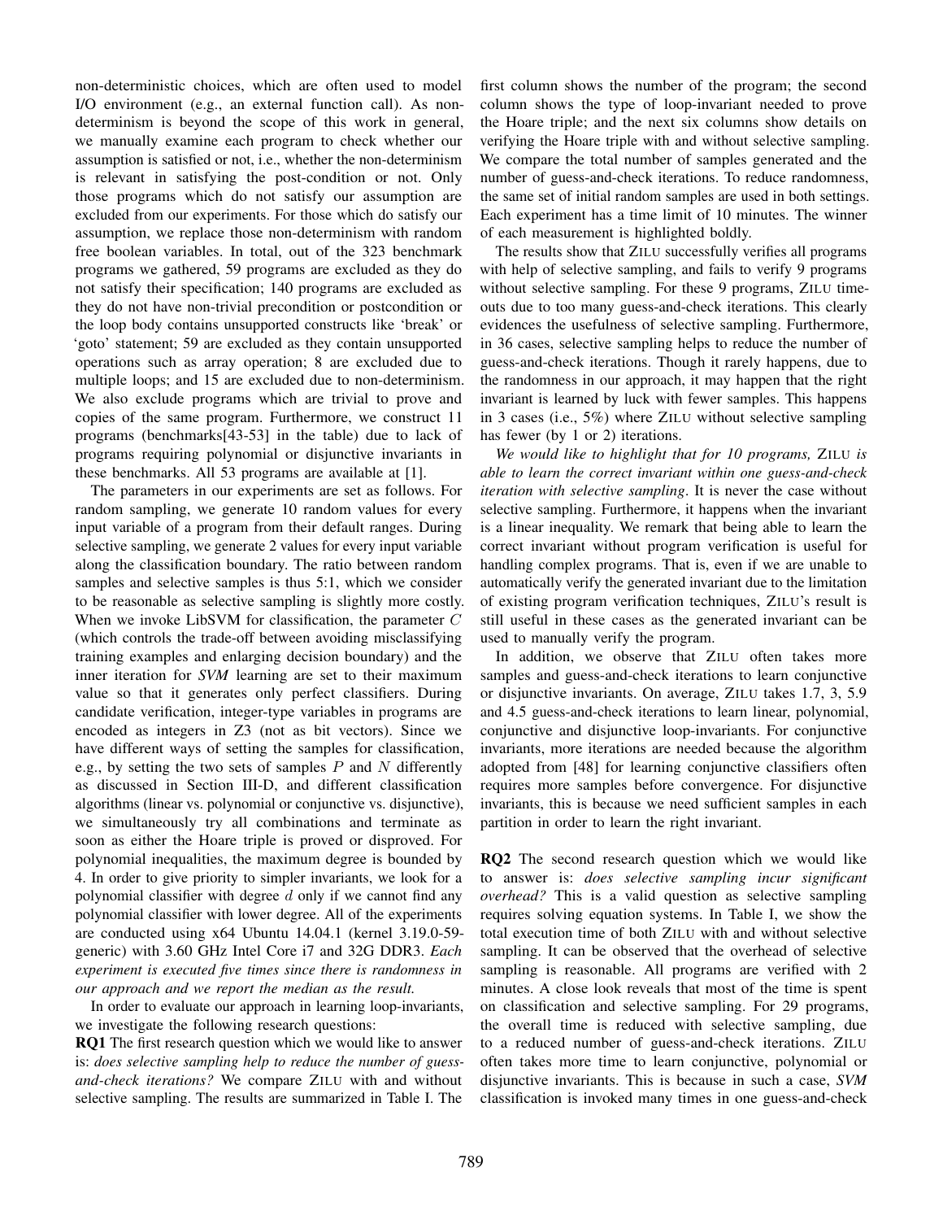non-deterministic choices, which are often used to model I/O environment (e.g., an external function call). As non-determinism is beyond the scope of this work in general, we manually examine each program to check whether our assumption is satisfied or not, i.e., whether the non-determinism is relevant in satisfying the post-condition or not. Only those programs which do not satisfy our assumption are excluded from our experiments. For those which do satisfy our assumption, we replace those non-determinism with random free boolean variables. In total, out of the 323 benchmark programs we gathered, 59 programs are excluded as they do not satisfy their specification; 140 programs are excluded as they do not have non-trivial precondition or postcondition or the loop body contains unsupported constructs like 'break' or 'goto' statement; 59 are excluded as they contain unsupported operations such as array operation; 8 are excluded due to multiple loops; and 15 are excluded due to non-determinism. We also exclude programs which are trivial to prove and copies of the same program. Furthermore, we construct 11 programs (benchmarks[43-53] in the table) due to lack of programs requiring polynomial or disjunctive invariants in these benchmarks. All 53 programs are available at [1].

The parameters in our experiments are set as follows. For random sampling, we generate 10 random values for every input variable of a program from their default ranges. During selective sampling, we generate 2 values for every input variable along the classification boundary. The ratio between random samples and selective samples is thus 5:1, which we consider to be reasonable as selective sampling is slightly more costly. When we invoke LibSVM for classification, the parameter $C$ (which controls the trade-off between avoiding misclassifying training examples and enlarging decision boundary) and the inner iteration for *SVM* learning are set to their maximum value so that it generates only perfect classifiers. During candidate verification, integer-type variables in programs are encoded as integers in Z3 (not as bit vectors). Since we have different ways of setting the samples for classification, e.g., by setting the two sets of samples $P$ and $N$ differently as discussed in Section III-D, and different classification algorithms (linear vs. polynomial or conjunctive vs. disjunctive), we simultaneously try all combinations and terminate as soon as either the Hoare triple is proved or disproved. For polynomial inequalities, the maximum degree is bounded by 4. In order to give priority to simpler invariants, we look for a polynomial classifier with degree $d$ only if we cannot find any polynomial classifier with lower degree. All of the experiments are conducted using x64 Ubuntu 14.04.1 (kernel 3.19.0-59-generic) with 3.60 GHz Intel Core i7 and 32G DDR3. *Each experiment is executed five times since there is randomness in our approach and we report the median as the result.*

In order to evaluate our approach in learning loop-invariants, we investigate the following research questions:

**RQ1** The first research question which we would like to answer is: *does selective sampling help to reduce the number of guess-and-check iterations?* We compare ZILU with and without selective sampling. The results are summarized in Table I. The first column shows the number of the program; the second column shows the type of loop-invariant needed to prove the Hoare triple; and the next six columns show details on verifying the Hoare triple with and without selective sampling. We compare the total number of samples generated and the number of guess-and-check iterations. To reduce randomness, the same set of initial random samples are used in both settings. Each experiment has a time limit of 10 minutes. The winner of each measurement is highlighted boldly.

The results show that ZILU successfully verifies all programs with help of selective sampling, and fails to verify 9 programs without selective sampling. For these 9 programs, ZILU time-outs due to too many guess-and-check iterations. This clearly evidences the usefulness of selective sampling. Furthermore, in 36 cases, selective sampling helps to reduce the number of guess-and-check iterations. Though it rarely happens, due to the randomness in our approach, it may happen that the right invariant is learned by luck with fewer samples. This happens in 3 cases (i.e., 5%) where ZILU without selective sampling has fewer (by 1 or 2) iterations.

*We would like to highlight that for 10 programs,* ZILU *is able to learn the correct invariant within one guess-and-check iteration with selective sampling*. It is never the case without selective sampling. Furthermore, it happens when the invariant is a linear inequality. We remark that being able to learn the correct invariant without program verification is useful for handling complex programs. That is, even if we are unable to automatically verify the generated invariant due to the limitation of existing program verification techniques, ZILU's result is still useful in these cases as the generated invariant can be used to manually verify the program.

In addition, we observe that ZILU often takes more samples and guess-and-check iterations to learn conjunctive or disjunctive invariants. On average, ZILU takes 1.7, 3, 5.9 and 4.5 guess-and-check iterations to learn linear, polynomial, conjunctive and disjunctive loop-invariants. For conjunctive invariants, more iterations are needed because the algorithm adopted from [48] for learning conjunctive classifiers often requires more samples before convergence. For disjunctive invariants, this is because we need sufficient samples in each partition in order to learn the right invariant.

**RQ2** The second research question which we would like to answer is: *does selective sampling incur significant overhead?* This is a valid question as selective sampling requires solving equation systems. In Table I, we show the total execution time of both ZILU with and without selective sampling. It can be observed that the overhead of selective sampling is reasonable. All programs are verified with 2 minutes. A close look reveals that most of the time is spent on classification and selective sampling. For 29 programs, the overall time is reduced with selective sampling, due to a reduced number of guess-and-check iterations. ZILU often takes more time to learn conjunctive, polynomial or disjunctive invariants. This is because in such a case, *SVM* classification is invoked many times in one guess-and-check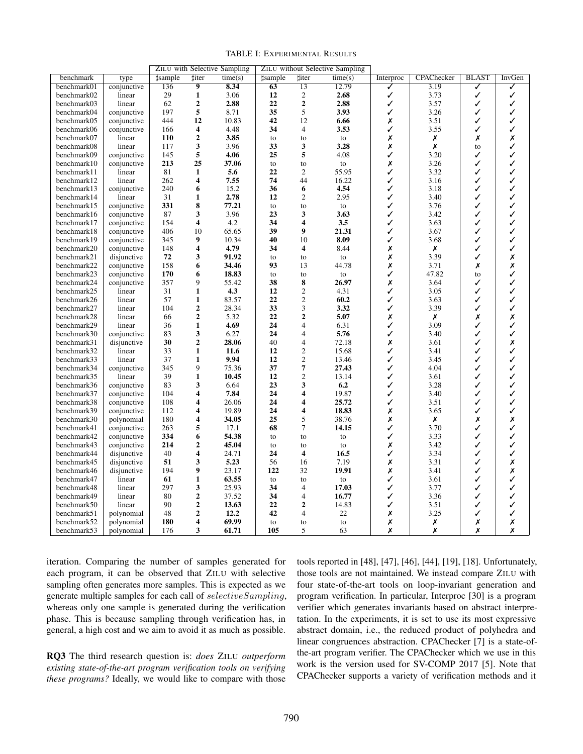TABLE I: Experimental Results

| benchmark | type | ZILU with Selective Sampling | | | ZILU without Selective Sampling | | | Interproc | CPAChecker | BLAST | InvGen |
|---|---|---|---|---|---|---|---|---|---|---|---|
| | | ♯sample | ♯iter | time(s) | ♯sample | ♯iter | time(s) | | | | |
| benchmark01 | conjunctive | 136 | **9** | **8.34** | **63** | 13 | 12.79 | ✓ | 3.19 | ✓ | ✓ |
| benchmark02 | linear | 29 | **1** | 3.06 | **12** | 2 | **2.68** | ✓ | 3.73 | ✓ | ✓ |
| benchmark03 | linear | 62 | **2** | **2.88** | **22** | **2** | **2.88** | ✓ | 3.57 | ✓ | ✓ |
| benchmark04 | conjunctive | 197 | **5** | 8.71 | **35** | 5 | **3.93** | ✓ | 3.26 | ✓ | ✓ |
| benchmark05 | conjunctive | 444 | **12** | 10.83 | **42** | 12 | **6.66** | ✗ | 3.51 | ✓ | ✓ |
| benchmark06 | conjunctive | 166 | **4** | 4.48 | **34** | 4 | **3.53** | ✓ | 3.55 | ✓ | ✓ |
| benchmark07 | linear | **110** | **2** | **3.85** | to | to | to | ✗ | ✗ | ✗ | ✗ |
| benchmark08 | linear | 117 | **3** | 3.96 | **33** | **3** | **3.28** | ✗ | ✗ | to | ✓ |
| benchmark09 | conjunctive | 145 | **5** | **4.06** | **25** | **5** | 4.08 | ✓ | 3.20 | ✓ | ✓ |
| benchmark10 | conjunctive | **213** | **25** | **37.06** | to | to | to | ✗ | 3.26 | ✓ | ✓ |
| benchmark11 | linear | 81 | **1** | **5.6** | **22** | 2 | 55.95 | ✓ | 3.32 | ✓ | ✓ |
| benchmark12 | linear | 262 | **4** | **7.55** | **74** | 44 | 16.22 | ✓ | 3.16 | ✓ | ✓ |
| benchmark13 | conjunctive | 240 | **6** | 15.2 | **36** | **6** | **4.54** | ✓ | 3.18 | ✓ | ✓ |
| benchmark14 | linear | 31 | **1** | **2.78** | **12** | 2 | 2.95 | ✓ | 3.40 | ✓ | ✓ |
| benchmark15 | conjunctive | **331** | **8** | **77.21** | to | to | to | ✓ | 3.76 | ✓ | ✓ |
| benchmark16 | conjunctive | 87 | **3** | 3.96 | **23** | **3** | **3.63** | ✓ | 3.42 | ✓ | ✓ |
| benchmark17 | conjunctive | 154 | **4** | 4.2 | **34** | **4** | **3.5** | ✓ | 3.63 | ✓ | ✓ |
| benchmark18 | conjunctive | 406 | 10 | 65.65 | **39** | **9** | **21.31** | ✓ | 3.67 | ✓ | ✓ |
| benchmark19 | conjunctive | 345 | **9** | 10.34 | **40** | 10 | **8.09** | ✓ | 3.68 | ✓ | ✓ |
| benchmark20 | conjunctive | 148 | **4** | **4.79** | **34** | **4** | 8.44 | ✗ | ✗ | ✓ | ✓ |
| benchmark21 | disjunctive | **72** | **3** | **91.92** | to | to | to | ✗ | 3.39 | ✓ | ✗ |
| benchmark22 | conjunctive | 158 | **6** | **34.46** | **93** | 13 | 44.78 | ✗ | 3.71 | ✗ | ✗ |
| benchmark23 | conjunctive | **170** | **6** | **18.83** | to | to | to | ✓ | 47.82 | to | ✓ |
| benchmark24 | conjunctive | 357 | 9 | 55.42 | **38** | **8** | **26.97** | ✗ | 3.64 | ✓ | ✓ |
| benchmark25 | linear | 31 | **1** | **4.3** | **12** | 2 | 4.31 | ✓ | 3.05 | ✓ | ✓ |
| benchmark26 | linear | 57 | **1** | 83.57 | **22** | 2 | **60.2** | ✓ | 3.63 | ✓ | ✓ |
| benchmark27 | linear | 104 | **2** | 28.34 | **33** | 3 | **3.32** | ✓ | 3.39 | ✓ | ✓ |
| benchmark28 | linear | 66 | **2** | 5.32 | **22** | **2** | **5.07** | ✗ | ✗ | ✗ | ✗ |
| benchmark29 | linear | 36 | **1** | **4.69** | **24** | 4 | 6.31 | ✓ | 3.09 | ✓ | ✓ |
| benchmark30 | conjunctive | 83 | **3** | 6.27 | **24** | 4 | **5.76** | ✓ | 3.40 | ✓ | ✓ |
| benchmark31 | disjunctive | **30** | **2** | **28.06** | 40 | 4 | 72.18 | ✗ | 3.61 | ✓ | ✗ |
| benchmark32 | linear | 33 | **1** | **11.6** | **12** | 2 | 15.68 | ✓ | 3.41 | ✓ | ✓ |
| benchmark33 | linear | 37 | **1** | **9.94** | **12** | 2 | 13.46 | ✓ | 3.45 | ✓ | ✓ |
| benchmark34 | conjunctive | 345 | 9 | 75.36 | **37** | **7** | **27.43** | ✓ | 4.04 | ✓ | ✓ |
| benchmark35 | linear | 39 | **1** | **10.45** | **12** | 2 | 13.14 | ✓ | 3.61 | ✓ | ✓ |
| benchmark36 | conjunctive | 83 | **3** | 6.64 | **23** | **3** | **6.2** | ✓ | 3.28 | ✓ | ✓ |
| benchmark37 | conjunctive | 104 | **4** | **7.84** | **24** | **4** | 19.87 | ✓ | 3.40 | ✓ | ✓ |
| benchmark38 | conjunctive | 108 | **4** | 26.06 | **24** | **4** | **25.72** | ✓ | 3.51 | ✓ | ✓ |
| benchmark39 | conjunctive | 112 | **4** | 19.89 | **24** | **4** | **18.83** | ✗ | 3.65 | ✓ | ✓ |
| benchmark30 | polynomial | 180 | **4** | **34.05** | **25** | 5 | 38.76 | ✗ | ✗ | ✗ | ✗ |
| benchmark41 | conjunctive | 263 | **5** | 17.1 | **68** | 7 | **14.15** | ✓ | 3.70 | ✓ | ✓ |
| benchmark42 | conjunctive | **334** | **6** | **54.38** | to | to | to | ✓ | 3.33 | ✓ | ✓ |
| benchmark43 | conjunctive | **214** | **2** | **45.04** | to | to | to | ✗ | 3.42 | ✓ | ✓ |
| benchmark44 | disjunctive | 40 | **4** | 24.71 | **24** | **4** | **16.5** | ✓ | 3.34 | ✓ | ✓ |
| benchmark45 | disjunctive | **51** | **3** | **5.23** | 56 | 16 | 7.19 | ✗ | 3.31 | ✓ | ✗ |
| benchmark46 | disjunctive | 194 | **9** | 23.17 | **122** | 32 | **19.91** | ✗ | 3.41 | ✓ | ✗ |
| benchmark47 | linear | **61** | **1** | **63.55** | to | to | to | ✓ | 3.61 | ✓ | ✓ |
| benchmark48 | linear | 297 | **3** | 25.93 | **34** | 4 | **17.03** | ✓ | 3.77 | ✓ | ✓ |
| benchmark49 | linear | 80 | **2** | 37.52 | **34** | 4 | **16.77** | ✓ | 3.36 | ✓ | ✓ |
| benchmark50 | linear | 90 | **2** | **13.63** | **22** | **2** | 14.83 | ✓ | 3.51 | ✓ | ✓ |
| benchmark51 | polynomial | 48 | **2** | **12.2** | **42** | 4 | 22 | ✗ | 3.25 | ✓ | ✓ |
| benchmark52 | polynomial | **180** | **4** | **69.99** | to | to | to | ✗ | ✗ | ✗ | ✗ |
| benchmark53 | polynomial | 176 | **3** | **61.71** | **105** | 5 | 63 | ✗ | ✗ | ✗ | ✗ |

iteration. Comparing the number of samples generated for each program, it can be observed that ZILU with selective sampling often generates more samples. This is expected as we generate multiple samples for each call of $selectiveSampling$, whereas only one sample is generated during the verification phase. This is because sampling through verification has, in general, a high cost and we aim to avoid it as much as possible.

**RQ3** The third research question is: *does* ZILU *outperform existing state-of-the-art program verification tools on verifying these programs?* Ideally, we would like to compare with those tools reported in [48], [47], [46], [44], [19], [18]. Unfortunately, those tools are not maintained. We instead compare ZILU with four state-of-the-art tools on loop-invariant generation and program verification. In particular, Interproc [30] is a program verifier which generates invariants based on abstract interpretation. In the experiments, it is set to use its most expressive abstract domain, i.e., the reduced product of polyhedra and linear congruences abstraction. CPAChecker [7] is a state-of-the-art program verifier. The CPAChecker which we use in this work is the version used for SV-COMP 2017 [5]. Note that CPAChecker supports a variety of verification methods and it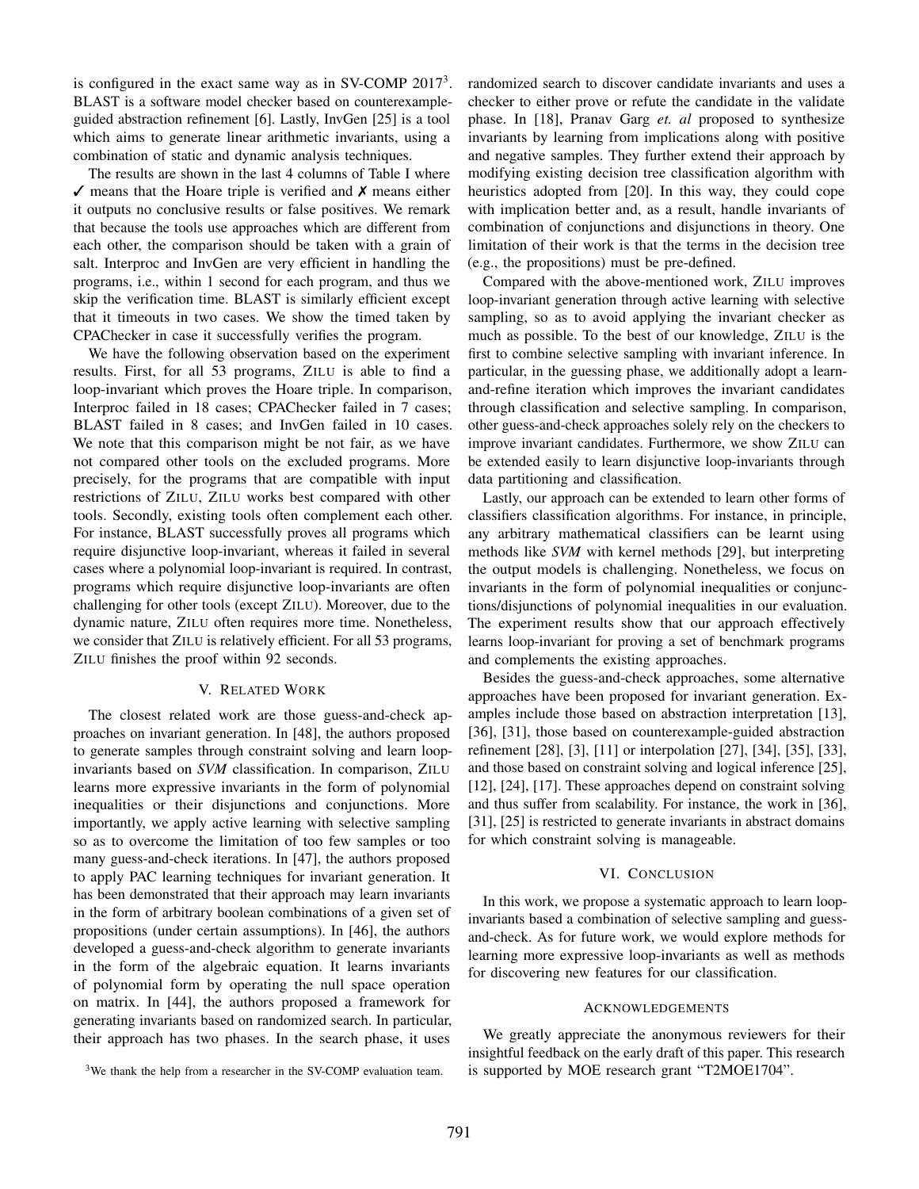is configured in the exact same way as in SV-COMP 2017[3]. BLAST is a software model checker based on counterexample-guided abstraction refinement [6]. Lastly, InvGen [25] is a tool which aims to generate linear arithmetic invariants, using a combination of static and dynamic analysis techniques.

The results are shown in the last 4 columns of Table I where ✓ means that the Hoare triple is verified and ✗ means either it outputs no conclusive results or false positives. We remark that because the tools use approaches which are different from each other, the comparison should be taken with a grain of salt. Interproc and InvGen are very efficient in handling the programs, i.e., within 1 second for each program, and thus we skip the verification time. BLAST is similarly efficient except that it timeouts in two cases. We show the timed taken by CPAChecker in case it successfully verifies the program.

We have the following observation based on the experiment results. First, for all 53 programs, ZILU is able to find a loop-invariant which proves the Hoare triple. In comparison, Interproc failed in 18 cases; CPAChecker failed in 7 cases; BLAST failed in 8 cases; and InvGen failed in 10 cases. We note that this comparison might be not fair, as we have not compared other tools on the excluded programs. More precisely, for the programs that are compatible with input restrictions of ZILU, ZILU works best compared with other tools. Secondly, existing tools often complement each other. For instance, BLAST successfully proves all programs which require disjunctive loop-invariant, whereas it failed in several cases where a polynomial loop-invariant is required. In contrast, programs which require disjunctive loop-invariants are often challenging for other tools (except ZILU). Moreover, due to the dynamic nature, ZILU often requires more time. Nonetheless, we consider that ZILU is relatively efficient. For all 53 programs, ZILU finishes the proof within 92 seconds.

## V. Related Work

The closest related work are those guess-and-check approaches on invariant generation. In [48], the authors proposed to generate samples through constraint solving and learn loop-invariants based on *SVM* classification. In comparison, ZILU learns more expressive invariants in the form of polynomial inequalities or their disjunctions and conjunctions. More importantly, we apply active learning with selective sampling so as to overcome the limitation of too few samples or too many guess-and-check iterations. In [47], the authors proposed to apply PAC learning techniques for invariant generation. It has been demonstrated that their approach may learn invariants in the form of arbitrary boolean combinations of a given set of propositions (under certain assumptions). In [46], the authors developed a guess-and-check algorithm to generate invariants in the form of the algebraic equation. It learns invariants of polynomial form by operating the null space operation on matrix. In [44], the authors proposed a framework for generating invariants based on randomized search. In particular, their approach has two phases. In the search phase, it uses randomized search to discover candidate invariants and uses a checker to either prove or refute the candidate in the validate phase. In [18], Pranav Garg *et. al* proposed to synthesize invariants by learning from implications along with positive and negative samples. They further extend their approach by modifying existing decision tree classification algorithm with heuristics adopted from [20]. In this way, they could cope with implication better and, as a result, handle invariants of combination of conjunctions and disjunctions in theory. One limitation of their work is that the terms in the decision tree (e.g., the propositions) must be pre-defined.

Compared with the above-mentioned work, ZILU improves loop-invariant generation through active learning with selective sampling, so as to avoid applying the invariant checker as much as possible. To the best of our knowledge, ZILU is the first to combine selective sampling with invariant inference. In particular, in the guessing phase, we additionally adopt a learn-and-refine iteration which improves the invariant candidates through classification and selective sampling. In comparison, other guess-and-check approaches solely rely on the checkers to improve invariant candidates. Furthermore, we show ZILU can be extended easily to learn disjunctive loop-invariants through data partitioning and classification.

Lastly, our approach can be extended to learn other forms of classifiers classification algorithms. For instance, in principle, any arbitrary mathematical classifiers can be learnt using methods like *SVM* with kernel methods [29], but interpreting the output models is challenging. Nonetheless, we focus on invariants in the form of polynomial inequalities or conjunctions/disjunctions of polynomial inequalities in our evaluation. The experiment results show that our approach effectively learns loop-invariant for proving a set of benchmark programs and complements the existing approaches.

Besides the guess-and-check approaches, some alternative approaches have been proposed for invariant generation. Examples include those based on abstraction interpretation [13], [36], [31], those based on counterexample-guided abstraction refinement [28], [3], [11] or interpolation [27], [34], [35], [33], and those based on constraint solving and logical inference [25], [12], [24], [17]. These approaches depend on constraint solving and thus suffer from scalability. For instance, the work in [36], [31], [25] is restricted to generate invariants in abstract domains for which constraint solving is manageable.

## VI. Conclusion

In this work, we propose a systematic approach to learn loop-invariants based a combination of selective sampling and guess-and-check. As for future work, we would explore methods for learning more expressive loop-invariants as well as methods for discovering new features for our classification.

### Acknowledgements

We greatly appreciate the anonymous reviewers for their insightful feedback on the early draft of this paper. This research is supported by MOE research grant "T2MOE1704".

[3]We thank the help from a researcher in the SV-COMP evaluation team.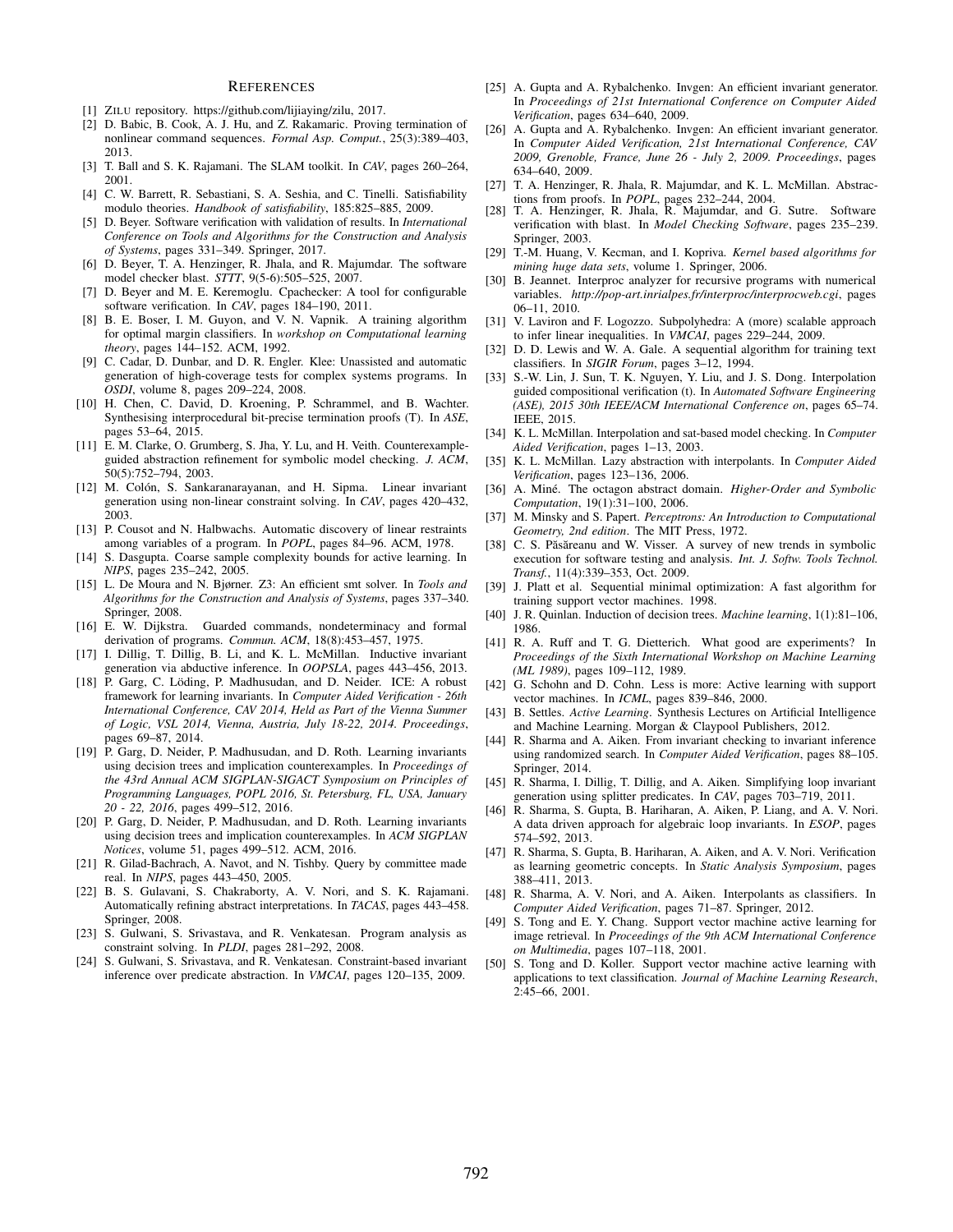## References

[1] Zilu repository. https://github.com/lijiaying/zilu, 2017.

[2] D. Babic, B. Cook, A. J. Hu, and Z. Rakamaric. Proving termination of nonlinear command sequences. *Formal Asp. Comput.*, 25(3):389–403, 2013.

[3] T. Ball and S. K. Rajamani. The SLAM toolkit. In *CAV*, pages 260–264, 2001.

[4] C. W. Barrett, R. Sebastiani, S. A. Seshia, and C. Tinelli. Satisfiability modulo theories. *Handbook of satisfiability*, 185:825–885, 2009.

[5] D. Beyer. Software verification with validation of results. In *International Conference on Tools and Algorithms for the Construction and Analysis of Systems*, pages 331–349. Springer, 2017.

[6] D. Beyer, T. A. Henzinger, R. Jhala, and R. Majumdar. The software model checker blast. *STTT*, 9(5-6):505–525, 2007.

[7] D. Beyer and M. E. Keremoglu. Cpachecker: A tool for configurable software verification. In *CAV*, pages 184–190, 2011.

[8] B. E. Boser, I. M. Guyon, and V. N. Vapnik. A training algorithm for optimal margin classifiers. In *workshop on Computational learning theory*, pages 144–152. ACM, 1992.

[9] C. Cadar, D. Dunbar, and D. R. Engler. Klee: Unassisted and automatic generation of high-coverage tests for complex systems programs. In *OSDI*, volume 8, pages 209–224, 2008.

[10] H. Chen, C. David, D. Kroening, P. Schrammel, and B. Wachter. Synthesising interprocedural bit-precise termination proofs (T). In *ASE*, pages 53–64, 2015.

[11] E. M. Clarke, O. Grumberg, S. Jha, Y. Lu, and H. Veith. Counterexample-guided abstraction refinement for symbolic model checking. *J. ACM*, 50(5):752–794, 2003.

[12] M. Colón, S. Sankaranarayanan, and H. Sipma. Linear invariant generation using non-linear constraint solving. In *CAV*, pages 420–432, 2003.

[13] P. Cousot and N. Halbwachs. Automatic discovery of linear restraints among variables of a program. In *POPL*, pages 84–96. ACM, 1978.

[14] S. Dasgupta. Coarse sample complexity bounds for active learning. In *NIPS*, pages 235–242, 2005.

[15] L. De Moura and N. Bjørner. Z3: An efficient smt solver. In *Tools and Algorithms for the Construction and Analysis of Systems*, pages 337–340. Springer, 2008.

[16] E. W. Dijkstra. Guarded commands, nondeterminacy and formal derivation of programs. *Commun. ACM*, 18(8):453–457, 1975.

[17] I. Dillig, T. Dillig, B. Li, and K. L. McMillan. Inductive invariant generation via abductive inference. In *OOPSLA*, pages 443–456, 2013.

[18] P. Garg, C. Löding, P. Madhusudan, and D. Neider. ICE: A robust framework for learning invariants. In *Computer Aided Verification - 26th International Conference, CAV 2014, Held as Part of the Vienna Summer of Logic, VSL 2014, Vienna, Austria, July 18-22, 2014. Proceedings*, pages 69–87, 2014.

[19] P. Garg, D. Neider, P. Madhusudan, and D. Roth. Learning invariants using decision trees and implication counterexamples. In *Proceedings of the 43rd Annual ACM SIGPLAN-SIGACT Symposium on Principles of Programming Languages, POPL 2016, St. Petersburg, FL, USA, January 20 - 22, 2016*, pages 499–512, 2016.

[20] P. Garg, D. Neider, P. Madhusudan, and D. Roth. Learning invariants using decision trees and implication counterexamples. In *ACM SIGPLAN Notices*, volume 51, pages 499–512. ACM, 2016.

[21] R. Gilad-Bachrach, A. Navot, and N. Tishby. Query by committee made real. In *NIPS*, pages 443–450, 2005.

[22] B. S. Gulavani, S. Chakraborty, A. V. Nori, and S. K. Rajamani. Automatically refining abstract interpretations. In *TACAS*, pages 443–458. Springer, 2008.

[23] S. Gulwani, S. Srivastava, and R. Venkatesan. Program analysis as constraint solving. In *PLDI*, pages 281–292, 2008.

[24] S. Gulwani, S. Srivastava, and R. Venkatesan. Constraint-based invariant inference over predicate abstraction. In *VMCAI*, pages 120–135, 2009.

[25] A. Gupta and A. Rybalchenko. Invgen: An efficient invariant generator. In *Proceedings of 21st International Conference on Computer Aided Verification*, pages 634–640, 2009.

[26] A. Gupta and A. Rybalchenko. Invgen: An efficient invariant generator. In *Computer Aided Verification, 21st International Conference, CAV 2009, Grenoble, France, June 26 - July 2, 2009. Proceedings*, pages 634–640, 2009.

[27] T. A. Henzinger, R. Jhala, R. Majumdar, and K. L. McMillan. Abstractions from proofs. In *POPL*, pages 232–244, 2004.

[28] T. A. Henzinger, R. Jhala, R. Majumdar, and G. Sutre. Software verification with blast. In *Model Checking Software*, pages 235–239. Springer, 2003.

[29] T.-M. Huang, V. Kecman, and I. Kopriva. *Kernel based algorithms for mining huge data sets*, volume 1. Springer, 2006.

[30] B. Jeannet. Interproc analyzer for recursive programs with numerical variables. *http://pop-art.inrialpes.fr/interproc/interprocweb.cgi*, pages 06–11, 2010.

[31] V. Laviron and F. Logozzo. Subpolyhedra: A (more) scalable approach to infer linear inequalities. In *VMCAI*, pages 229–244, 2009.

[32] D. D. Lewis and W. A. Gale. A sequential algorithm for training text classifiers. In *SIGIR Forum*, pages 3–12, 1994.

[33] S.-W. Lin, J. Sun, T. K. Nguyen, Y. Liu, and J. S. Dong. Interpolation guided compositional verification (t). In *Automated Software Engineering (ASE), 2015 30th IEEE/ACM International Conference on*, pages 65–74. IEEE, 2015.

[34] K. L. McMillan. Interpolation and sat-based model checking. In *Computer Aided Verification*, pages 1–13, 2003.

[35] K. L. McMillan. Lazy abstraction with interpolants. In *Computer Aided Verification*, pages 123–136, 2006.

[36] A. Miné. The octagon abstract domain. *Higher-Order and Symbolic Computation*, 19(1):31–100, 2006.

[37] M. Minsky and S. Papert. *Perceptrons: An Introduction to Computational Geometry, 2nd edition*. The MIT Press, 1972.

[38] C. S. Păsăreanu and W. Visser. A survey of new trends in symbolic execution for software testing and analysis. *Int. J. Softw. Tools Technol. Transf.*, 11(4):339–353, Oct. 2009.

[39] J. Platt et al. Sequential minimal optimization: A fast algorithm for training support vector machines. 1998.

[40] J. R. Quinlan. Induction of decision trees. *Machine learning*, 1(1):81–106, 1986.

[41] R. A. Ruff and T. G. Dietterich. What good are experiments? In *Proceedings of the Sixth International Workshop on Machine Learning (ML 1989)*, pages 109–112, 1989.

[42] G. Schohn and D. Cohn. Less is more: Active learning with support vector machines. In *ICML*, pages 839–846, 2000.

[43] B. Settles. *Active Learning*. Synthesis Lectures on Artificial Intelligence and Machine Learning. Morgan & Claypool Publishers, 2012.

[44] R. Sharma and A. Aiken. From invariant checking to invariant inference using randomized search. In *Computer Aided Verification*, pages 88–105. Springer, 2014.

[45] R. Sharma, I. Dillig, T. Dillig, and A. Aiken. Simplifying loop invariant generation using splitter predicates. In *CAV*, pages 703–719, 2011.

[46] R. Sharma, S. Gupta, B. Hariharan, A. Aiken, P. Liang, and A. V. Nori. A data driven approach for algebraic loop invariants. In *ESOP*, pages 574–592, 2013.

[47] R. Sharma, S. Gupta, B. Hariharan, A. Aiken, and A. V. Nori. Verification as learning geometric concepts. In *Static Analysis Symposium*, pages 388–411, 2013.

[48] R. Sharma, A. V. Nori, and A. Aiken. Interpolants as classifiers. In *Computer Aided Verification*, pages 71–87. Springer, 2012.

[49] S. Tong and E. Y. Chang. Support vector machine active learning for image retrieval. In *Proceedings of the 9th ACM International Conference on Multimedia*, pages 107–118, 2001.

[50] S. Tong and D. Koller. Support vector machine active learning with applications to text classification. *Journal of Machine Learning Research*, 2:45–66, 2001.